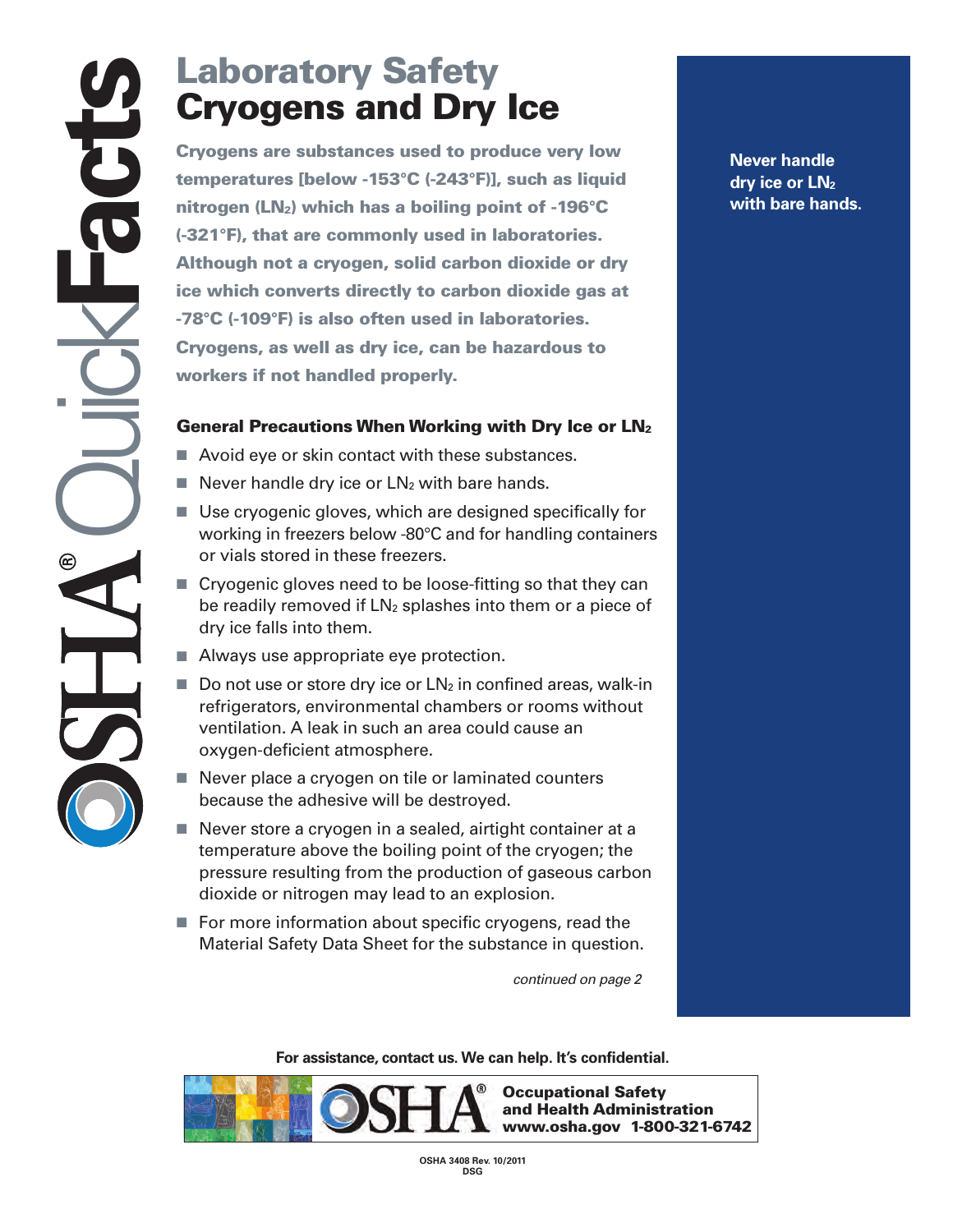# Laboratory Safety
# Cryogens and Dry Ice

**Cryogens are substances used to produce very low temperatures [below -153°C (-243°F)], such as liquid nitrogen ($LN_2$) which has a boiling point of -196°C (-321°F), that are commonly used in laboratories. Although not a cryogen, solid carbon dioxide or dry ice which converts directly to carbon dioxide gas at -78°C (-109°F) is also often used in laboratories. Cryogens, as well as dry ice, can be hazardous to workers if not handled properly.**

### General Precautions When Working with Dry Ice or $LN_2$

- Avoid eye or skin contact with these substances.
- Never handle dry ice or $LN_2$ with bare hands.
- Use cryogenic gloves, which are designed specifically for working in freezers below -80°C and for handling containers or vials stored in these freezers.
- Cryogenic gloves need to be loose-fitting so that they can be readily removed if $LN_2$ splashes into them or a piece of dry ice falls into them.
- Always use appropriate eye protection.
- Do not use or store dry ice or $LN_2$ in confined areas, walk-in refrigerators, environmental chambers or rooms without ventilation. A leak in such an area could cause an oxygen-deficient atmosphere.
- Never place a cryogen on tile or laminated counters because the adhesive will be destroyed.
- Never store a cryogen in a sealed, airtight container at a temperature above the boiling point of the cryogen; the pressure resulting from the production of gaseous carbon dioxide or nitrogen may lead to an explosion.
- For more information about specific cryogens, read the Material Safety Data Sheet for the substance in question.

*continued on page 2*

**Never handle dry ice or $LN_2$ with bare hands.**

**For assistance, contact us. We can help. It's confidential.**

**Occupational Safety and Health Administration**
**www.osha.gov 1-800-321-6742**

OSHA 3408 Rev. 10/2011
DSG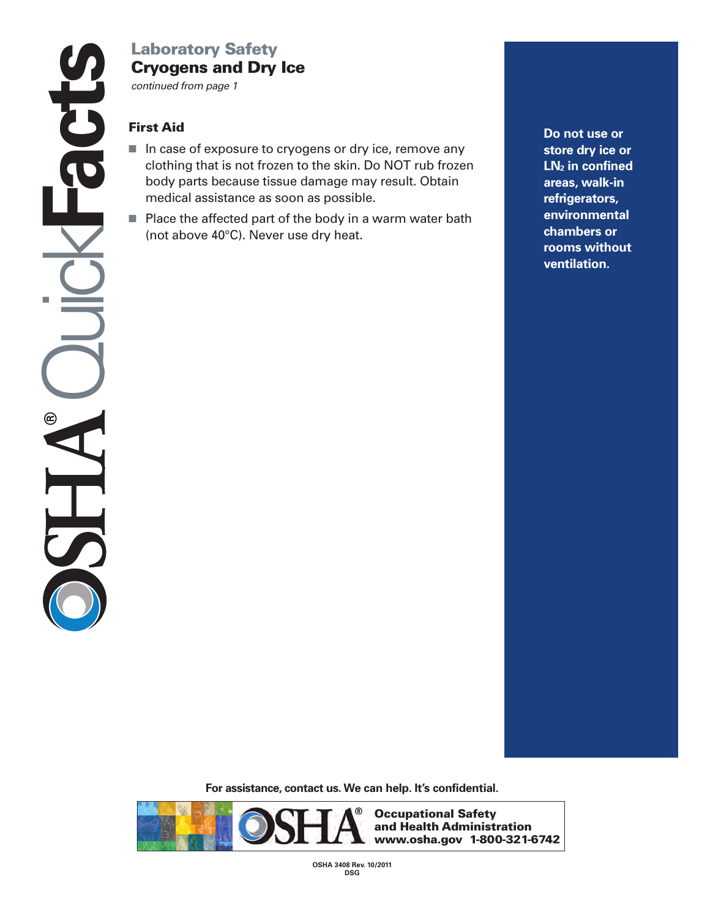## Laboratory Safety
# Cryogens and Dry Ice

*continued from page 1*

### First Aid

- In case of exposure to cryogens or dry ice, remove any clothing that is not frozen to the skin. Do NOT rub frozen body parts because tissue damage may result. Obtain medical assistance as soon as possible.
- Place the affected part of the body in a warm water bath (not above 40°C). Never use dry heat.

**Do not use or store dry ice or $LN_2$ in confined areas, walk-in refrigerators, environmental chambers or rooms without ventilation.**

**For assistance, contact us. We can help. It's confidential.**

**Occupational Safety and Health Administration**
**www.osha.gov 1-800-321-6742**

OSHA 3408 Rev. 10/2011
DSG